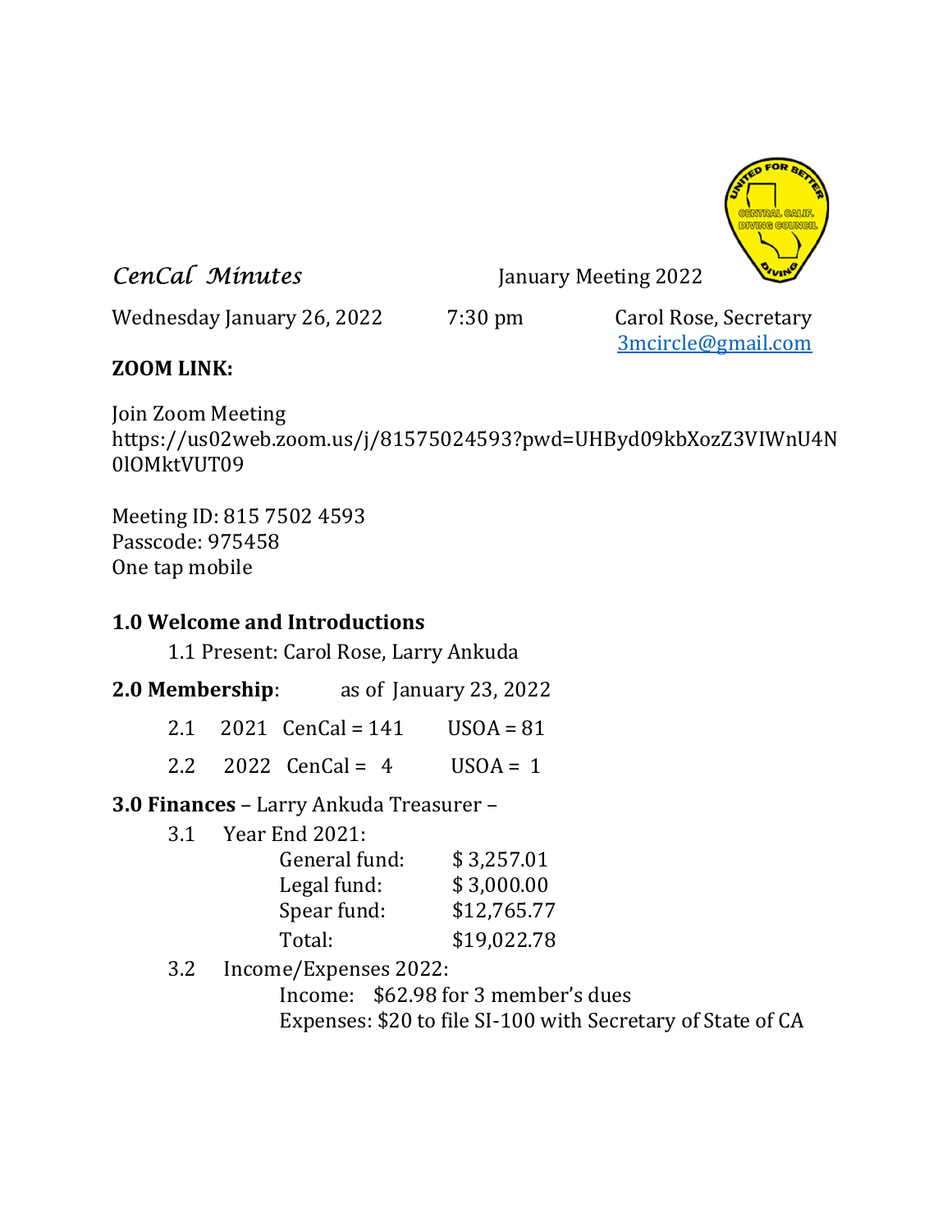*CenCal Minutes* January Meeting 2022

Wednesday January 26, 2022 7:30 pm Carol Rose, Secretary
3mcircle@gmail.com

**ZOOM LINK:**

Join Zoom Meeting
https://us02web.zoom.us/j/81575024593?pwd=UHByd09kbXozZ3VIWnU4N0lOMktVUT09

Meeting ID: 815 7502 4593
Passcode: 975458
One tap mobile

**1.0 Welcome and Introductions**

1.1 Present: Carol Rose, Larry Ankuda

**2.0 Membership**: as of January 23, 2022

2.1 2021 CenCal = 141 USOA = 81

2.2 2022 CenCal = 4 USOA = 1

**3.0 Finances** – Larry Ankuda Treasurer –

3.1 Year End 2021:

| | |
|---|---|
| General fund: | $ 3,257.01 |
| Legal fund: | $ 3,000.00 |
| Spear fund: | $12,765.77 |
| Total: | $19,022.78 |

3.2 Income/Expenses 2022:

Income: $62.98 for 3 member's dues
Expenses: $20 to file SI-100 with Secretary of State of CA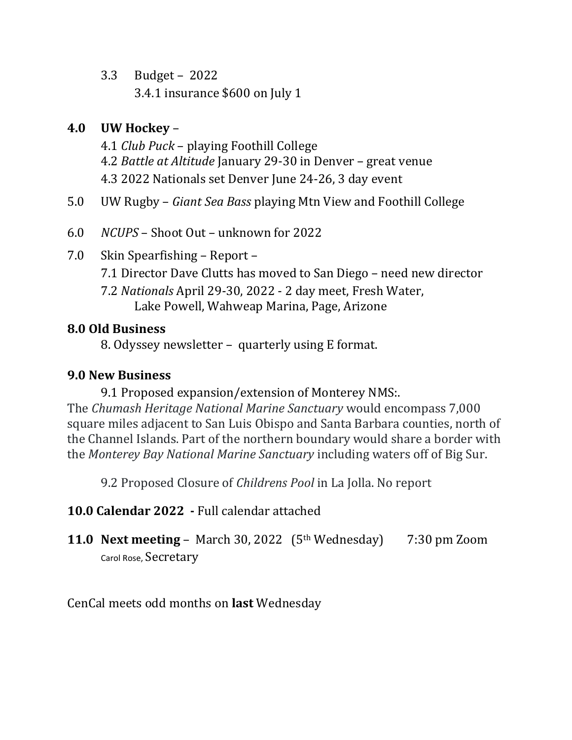3.3 Budget – 2022

3.4.1 insurance $600 on July 1

**4.0 UW Hockey** –

4.1 *Club Puck* – playing Foothill College

4.2 *Battle at Altitude* January 29-30 in Denver – great venue

4.3 2022 Nationals set Denver June 24-26, 3 day event

5.0 UW Rugby – *Giant Sea Bass* playing Mtn View and Foothill College

6.0 *NCUPS* – Shoot Out – unknown for 2022

7.0 Skin Spearfishing – Report –

7.1 Director Dave Clutts has moved to San Diego – need new director

7.2 *Nationals* April 29-30, 2022 - 2 day meet, Fresh Water, Lake Powell, Wahweap Marina, Page, Arizone

**8.0 Old Business**

8. Odyssey newsletter – quarterly using E format.

**9.0 New Business**

9.1 Proposed expansion/extension of Monterey NMS:.

The *Chumash Heritage National Marine Sanctuary* would encompass 7,000 square miles adjacent to San Luis Obispo and Santa Barbara counties, north of the Channel Islands. Part of the northern boundary would share a border with the *Monterey Bay National Marine Sanctuary* including waters off of Big Sur.

9.2 Proposed Closure of *Childrens Pool* in La Jolla. No report

**10.0 Calendar 2022 -** Full calendar attached

**11.0 Next meeting** – March 30, 2022 (5th Wednesday) 7:30 pm Zoom

Carol Rose, Secretary

CenCal meets odd months on **last** Wednesday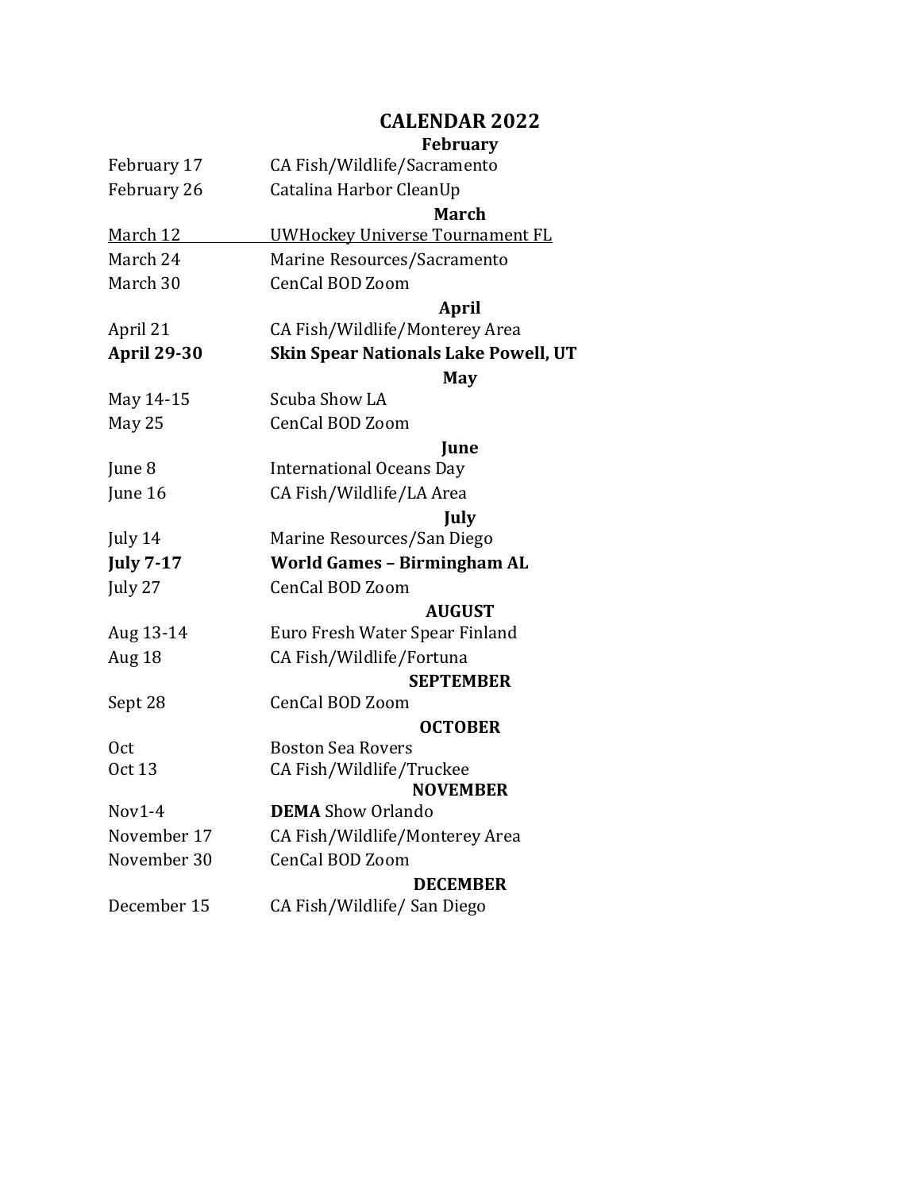# CALENDAR 2022

| | |
|---|---|
| | **February** |
| February 17 | CA Fish/Wildlife/Sacramento |
| February 26 | Catalina Harbor CleanUp |
| | **March** |
| March 12 | UWHockey Universe Tournament FL |
| March 24 | Marine Resources/Sacramento |
| March 30 | CenCal BOD Zoom |
| | **April** |
| April 21 | CA Fish/Wildlife/Monterey Area |
| **April 29-30** | **Skin Spear Nationals Lake Powell, UT** |
| | **May** |
| May 14-15 | Scuba Show LA |
| May 25 | CenCal BOD Zoom |
| | **June** |
| June 8 | International Oceans Day |
| June 16 | CA Fish/Wildlife/LA Area |
| | **July** |
| July 14 | Marine Resources/San Diego |
| **July 7-17** | **World Games – Birmingham AL** |
| July 27 | CenCal BOD Zoom |
| | **AUGUST** |
| Aug 13-14 | Euro Fresh Water Spear Finland |
| Aug 18 | CA Fish/Wildlife/Fortuna |
| | **SEPTEMBER** |
| Sept 28 | CenCal BOD Zoom |
| | **OCTOBER** |
| Oct | Boston Sea Rovers |
| Oct 13 | CA Fish/Wildlife/Truckee |
| | **NOVEMBER** |
| Nov1-4 | **DEMA** Show Orlando |
| November 17 | CA Fish/Wildlife/Monterey Area |
| November 30 | CenCal BOD Zoom |
| | **DECEMBER** |
| December 15 | CA Fish/Wildlife/ San Diego |